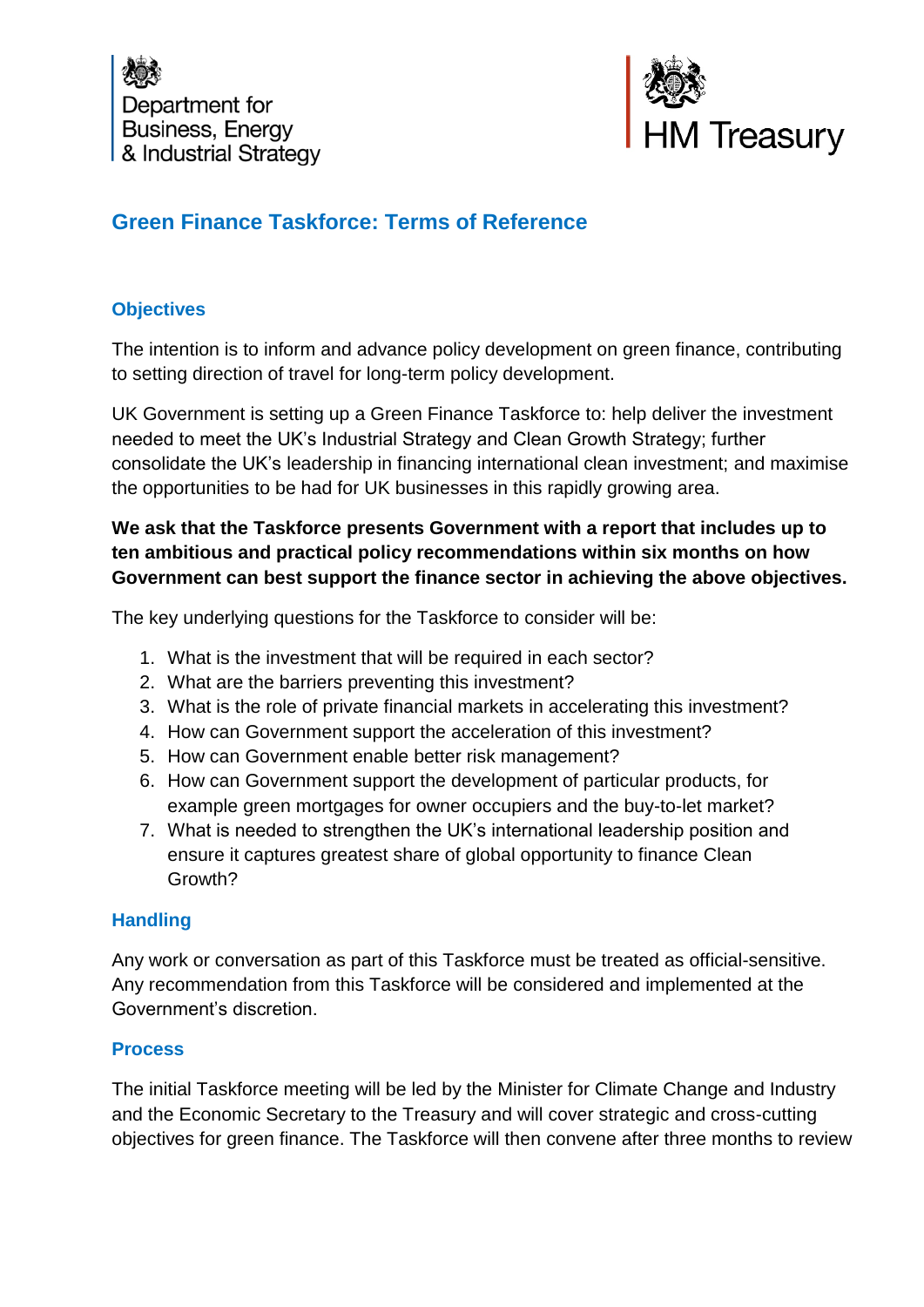Department for Business, Energy & Industrial Strategy

HM Treasury

# Green Finance Taskforce: Terms of Reference

## Objectives

The intention is to inform and advance policy development on green finance, contributing to setting direction of travel for long-term policy development.

UK Government is setting up a Green Finance Taskforce to: help deliver the investment needed to meet the UK's Industrial Strategy and Clean Growth Strategy; further consolidate the UK's leadership in financing international clean investment; and maximise the opportunities to be had for UK businesses in this rapidly growing area.

**We ask that the Taskforce presents Government with a report that includes up to ten ambitious and practical policy recommendations within six months on how Government can best support the finance sector in achieving the above objectives.**

The key underlying questions for the Taskforce to consider will be:

1. What is the investment that will be required in each sector?
2. What are the barriers preventing this investment?
3. What is the role of private financial markets in accelerating this investment?
4. How can Government support the acceleration of this investment?
5. How can Government enable better risk management?
6. How can Government support the development of particular products, for example green mortgages for owner occupiers and the buy-to-let market?
7. What is needed to strengthen the UK's international leadership position and ensure it captures greatest share of global opportunity to finance Clean Growth?

## Handling

Any work or conversation as part of this Taskforce must be treated as official-sensitive. Any recommendation from this Taskforce will be considered and implemented at the Government's discretion.

## Process

The initial Taskforce meeting will be led by the Minister for Climate Change and Industry and the Economic Secretary to the Treasury and will cover strategic and cross-cutting objectives for green finance. The Taskforce will then convene after three months to review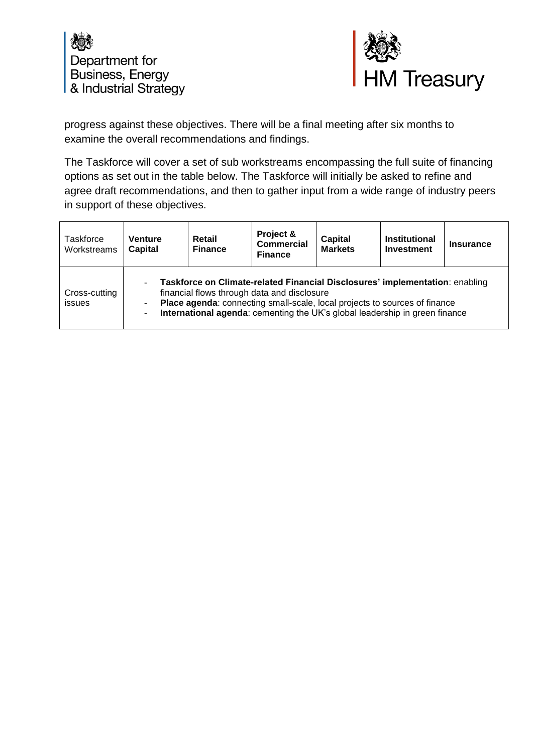progress against these objectives. There will be a final meeting after six months to examine the overall recommendations and findings.

The Taskforce will cover a set of sub workstreams encompassing the full suite of financing options as set out in the table below. The Taskforce will initially be asked to refine and agree draft recommendations, and then to gather input from a wide range of industry peers in support of these objectives.

| Taskforce Workstreams | **Venture Capital** | **Retail Finance** | **Project & Commercial Finance** | **Capital Markets** | **Institutional Investment** | **Insurance** |
|---|---|---|---|---|---|---|
| Cross-cutting issues | - **Taskforce on Climate-related Financial Disclosures' implementation**: enabling financial flows through data and disclosure<br>- **Place agenda**: connecting small-scale, local projects to sources of finance<br>- **International agenda**: cementing the UK's global leadership in green finance | | | | | |